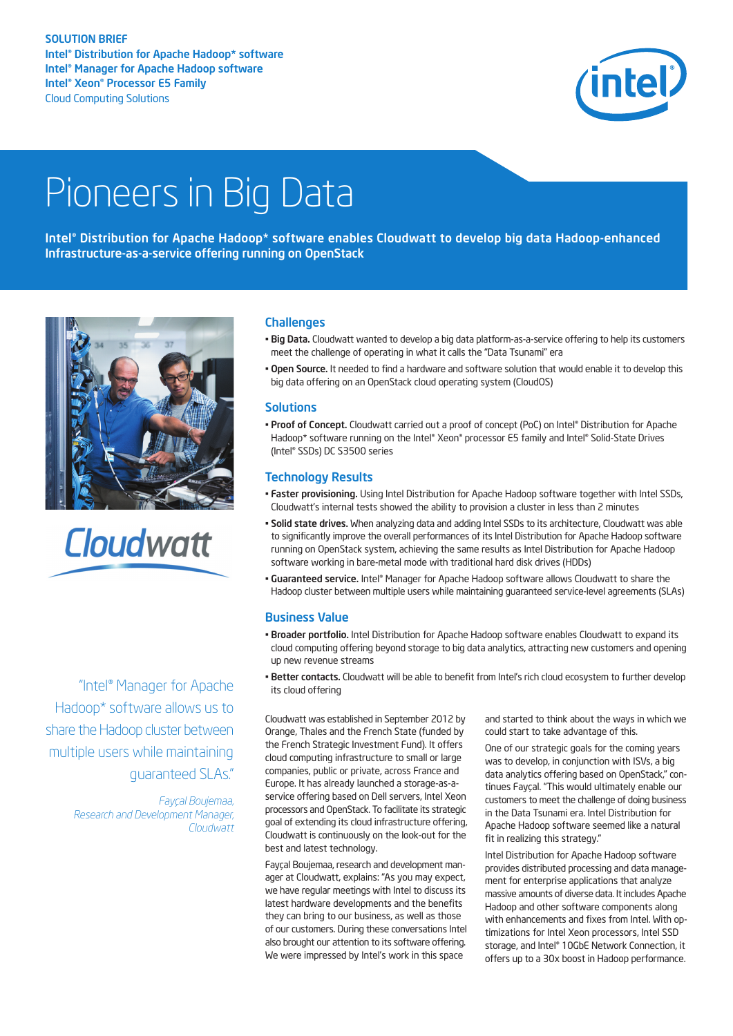SOLUTION BRIEF
Intel® Distribution for Apache Hadoop* software
Intel® Manager for Apache Hadoop software
Intel® Xeon® Processor E5 Family
Cloud Computing Solutions

# Pioneers in Big Data

**Intel® Distribution for Apache Hadoop* software enables Cloudwatt to develop big data Hadoop-enhanced Infrastructure-as-a-service offering running on OpenStack**

## Challenges

- **Big Data.** Cloudwatt wanted to develop a big data platform-as-a-service offering to help its customers meet the challenge of operating in what it calls the "Data Tsunami" era
- **Open Source.** It needed to find a hardware and software solution that would enable it to develop this big data offering on an OpenStack cloud operating system (CloudOS)

## Solutions

- **Proof of Concept.** Cloudwatt carried out a proof of concept (PoC) on Intel® Distribution for Apache Hadoop* software running on the Intel® Xeon® processor E5 family and Intel® Solid-State Drives (Intel® SSDs) DC S3500 series

## Technology Results

- **Faster provisioning.** Using Intel Distribution for Apache Hadoop software together with Intel SSDs, Cloudwatt's internal tests showed the ability to provision a cluster in less than 2 minutes
- **Solid state drives.** When analyzing data and adding Intel SSDs to its architecture, Cloudwatt was able to significantly improve the overall performances of its Intel Distribution for Apache Hadoop software running on OpenStack system, achieving the same results as Intel Distribution for Apache Hadoop software working in bare-metal mode with traditional hard disk drives (HDDs)
- **Guaranteed service.** Intel® Manager for Apache Hadoop software allows Cloudwatt to share the Hadoop cluster between multiple users while maintaining guaranteed service-level agreements (SLAs)

## Business Value

- **Broader portfolio.** Intel Distribution for Apache Hadoop software enables Cloudwatt to expand its cloud computing offering beyond storage to big data analytics, attracting new customers and opening up new revenue streams
- **Better contacts.** Cloudwatt will be able to benefit from Intel's rich cloud ecosystem to further develop its cloud offering

> "Intel® Manager for Apache Hadoop* software allows us to share the Hadoop cluster between multiple users while maintaining guaranteed SLAs."
>
> *Fayçal Boujemaa, Research and Development Manager, Cloudwatt*

Cloudwatt was established in September 2012 by Orange, Thales and the French State (funded by the French Strategic Investment Fund). It offers cloud computing infrastructure to small or large companies, public or private, across France and Europe. It has already launched a storage-as-a-service offering based on Dell servers, Intel Xeon processors and OpenStack. To facilitate its strategic goal of extending its cloud infrastructure offering, Cloudwatt is continuously on the look-out for the best and latest technology.

Fayçal Boujemaa, research and development manager at Cloudwatt, explains: "As you may expect, we have regular meetings with Intel to discuss its latest hardware developments and the benefits they can bring to our business, as well as those of our customers. During these conversations Intel also brought our attention to its software offering. We were impressed by Intel's work in this space and started to think about the ways in which we could start to take advantage of this.

One of our strategic goals for the coming years was to develop, in conjunction with ISVs, a big data analytics offering based on OpenStack," continues Fayçal. "This would ultimately enable our customers to meet the challenge of doing business in the Data Tsunami era. Intel Distribution for Apache Hadoop software seemed like a natural fit in realizing this strategy."

Intel Distribution for Apache Hadoop software provides distributed processing and data management for enterprise applications that analyze massive amounts of diverse data. It includes Apache Hadoop and other software components along with enhancements and fixes from Intel. With optimizations for Intel Xeon processors, Intel SSD storage, and Intel® 10GbE Network Connection, it offers up to a 30x boost in Hadoop performance.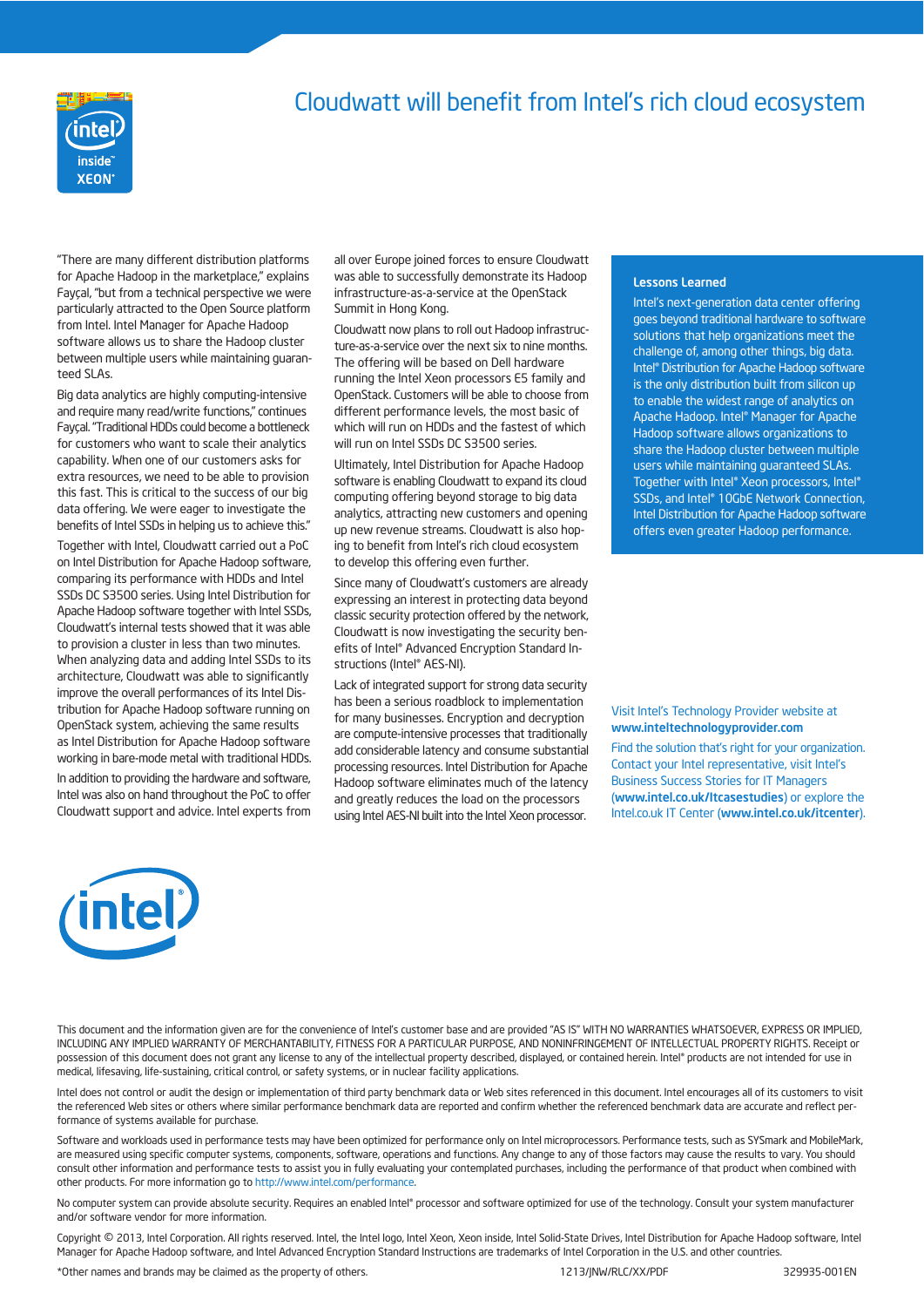# Cloudwatt will benefit from Intel's rich cloud ecosystem

"There are many different distribution platforms for Apache Hadoop in the marketplace," explains Fayçal, "but from a technical perspective we were particularly attracted to the Open Source platform from Intel. Intel Manager for Apache Hadoop software allows us to share the Hadoop cluster between multiple users while maintaining guaranteed SLAs.

Big data analytics are highly computing-intensive and require many read/write functions," continues Fayçal. "Traditional HDDs could become a bottleneck for customers who want to scale their analytics capability. When one of our customers asks for extra resources, we need to be able to provision this fast. This is critical to the success of our big data offering. We were eager to investigate the benefits of Intel SSDs in helping us to achieve this."

Together with Intel, Cloudwatt carried out a PoC on Intel Distribution for Apache Hadoop software, comparing its performance with HDDs and Intel SSDs DC S3500 series. Using Intel Distribution for Apache Hadoop software together with Intel SSDs, Cloudwatt's internal tests showed that it was able to provision a cluster in less than two minutes. When analyzing data and adding Intel SSDs to its architecture, Cloudwatt was able to significantly improve the overall performances of its Intel Distribution for Apache Hadoop software running on OpenStack system, achieving the same results as Intel Distribution for Apache Hadoop software working in bare-mode metal with traditional HDDs.

In addition to providing the hardware and software, Intel was also on hand throughout the PoC to offer Cloudwatt support and advice. Intel experts from all over Europe joined forces to ensure Cloudwatt was able to successfully demonstrate its Hadoop infrastructure-as-a-service at the OpenStack Summit in Hong Kong.

Cloudwatt now plans to roll out Hadoop infrastructure-as-a-service over the next six to nine months. The offering will be based on Dell hardware running the Intel Xeon processors E5 family and OpenStack. Customers will be able to choose from different performance levels, the most basic of which will run on HDDs and the fastest of which will run on Intel SSDs DC S3500 series.

Ultimately, Intel Distribution for Apache Hadoop software is enabling Cloudwatt to expand its cloud computing offering beyond storage to big data analytics, attracting new customers and opening up new revenue streams. Cloudwatt is also hoping to benefit from Intel's rich cloud ecosystem to develop this offering even further.

Since many of Cloudwatt's customers are already expressing an interest in protecting data beyond classic security protection offered by the network, Cloudwatt is now investigating the security benefits of Intel® Advanced Encryption Standard Instructions (Intel® AES-NI).

Lack of integrated support for strong data security has been a serious roadblock to implementation for many businesses. Encryption and decryption are compute-intensive processes that traditionally add considerable latency and consume substantial processing resources. Intel Distribution for Apache Hadoop software eliminates much of the latency and greatly reduces the load on the processors using Intel AES-NI built into the Intel Xeon processor.

**Lessons Learned**

Intel's next-generation data center offering goes beyond traditional hardware to software solutions that help organizations meet the challenge of, among other things, big data. Intel® Distribution for Apache Hadoop software is the only distribution built from silicon up to enable the widest range of analytics on Apache Hadoop. Intel® Manager for Apache Hadoop software allows organizations to share the Hadoop cluster between multiple users while maintaining guaranteed SLAs. Together with Intel® Xeon processors, Intel® SSDs, and Intel® 10GbE Network Connection, Intel Distribution for Apache Hadoop software offers even greater Hadoop performance.

Visit Intel's Technology Provider website at **www.inteltechnologyprovider.com**

Find the solution that's right for your organization. Contact your Intel representative, visit Intel's Business Success Stories for IT Managers (**www.intel.co.uk/Itcasestudies**) or explore the Intel.co.uk IT Center (**www.intel.co.uk/itcenter**).

This document and the information given are for the convenience of Intel's customer base and are provided "AS IS" WITH NO WARRANTIES WHATSOEVER, EXPRESS OR IMPLIED, INCLUDING ANY IMPLIED WARRANTY OF MERCHANTABILITY, FITNESS FOR A PARTICULAR PURPOSE, AND NONINFRINGEMENT OF INTELLECTUAL PROPERTY RIGHTS. Receipt or possession of this document does not grant any license to any of the intellectual property described, displayed, or contained herein. Intel® products are not intended for use in medical, lifesaving, life-sustaining, critical control, or safety systems, or in nuclear facility applications.

Intel does not control or audit the design or implementation of third party benchmark data or Web sites referenced in this document. Intel encourages all of its customers to visit the referenced Web sites or others where similar performance benchmark data are reported and confirm whether the referenced benchmark data are accurate and reflect performance of systems available for purchase.

Software and workloads used in performance tests may have been optimized for performance only on Intel microprocessors. Performance tests, such as SYSmark and MobileMark, are measured using specific computer systems, components, software, operations and functions. Any change to any of those factors may cause the results to vary. You should consult other information and performance tests to assist you in fully evaluating your contemplated purchases, including the performance of that product when combined with other products. For more information go to http://www.intel.com/performance.

No computer system can provide absolute security. Requires an enabled Intel® processor and software optimized for use of the technology. Consult your system manufacturer and/or software vendor for more information.

Copyright © 2013, Intel Corporation. All rights reserved. Intel, the Intel logo, Intel Xeon, Xeon inside, Intel Solid-State Drives, Intel Distribution for Apache Hadoop software, Intel Manager for Apache Hadoop software, and Intel Advanced Encryption Standard Instructions are trademarks of Intel Corporation in the U.S. and other countries.

*Other names and brands may be claimed as the property of others. 1213/JNW/RLC/XX/PDF 329935-001EN